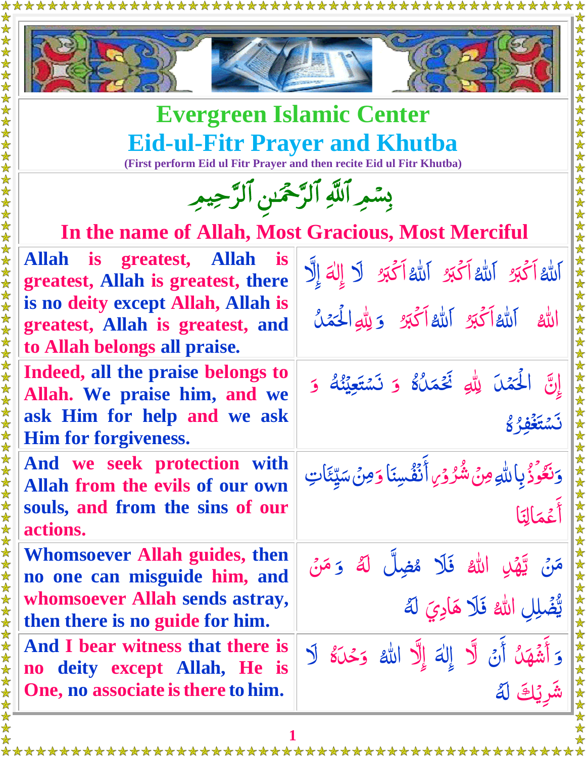# Evergreen Islamic Center

## Eid-ul-Fitr Prayer and Khutba

(First perform Eid ul Fitr Prayer and then recite Eid ul Fitr Khutba)

بِسۡمِ ٱللَّهِ ٱلرَّحۡمَٰنِ ٱلرَّحِيمِ

**In the name of Allah, Most Gracious, Most Merciful**

| | |
|---|---|
| Allah is greatest, Allah is greatest, Allah is greatest, there is no deity except Allah, Allah is greatest, Allah is greatest, and to Allah belongs all praise. | اَللّٰہُ اَکۡبَرُ اَللّٰہُ اَکۡبَرُ اَللّٰہُ اَکۡبَرُ لَا إِلٰهَ إِلَّا اللّٰہُ اَللّٰہُ اَکۡبَرُ اَللّٰہُ اَکۡبَرُ وَ لِلّٰہِ الۡحَمۡدُ |
| Indeed, all the praise belongs to Allah. We praise him, and we ask Him for help and we ask Him for forgiveness. | إِنَّ الۡحَمۡدَ لِلّٰہِ نَحۡمَدُہٗ وَ نَسۡتَعِیۡنُہٗ وَ نَسۡتَغۡفِرُہٗ |
| And we seek protection with Allah from the evils of our own souls, and from the sins of our actions. | وَنَعُوۡذُ بِاللّٰہِ مِنۡ شُرُوۡرِ أَنۡفُسِنَا وَمِنۡ سَیِّئَاتِ أَعۡمَالِنَا |
| Whomsoever Allah guides, then no one can misguide him, and whomsoever Allah sends astray, then there is no guide for him. | مَنۡ یَّھۡدِہِ اللّٰہُ فَلَا مُضِلَّ لَہٗ وَمَنۡ یُّضۡلِلِ اللّٰہُ فَلَا ھَادِيَ لَہٗ |
| And I bear witness that there is no deity except Allah, He is One, no associate is there to him. | وَ أَشۡھَدُ أَنۡ لَّا إِلٰهَ إِلَّا اللّٰہُ وَحۡدَہٗ لَا شَرِیۡكَ لَہٗ |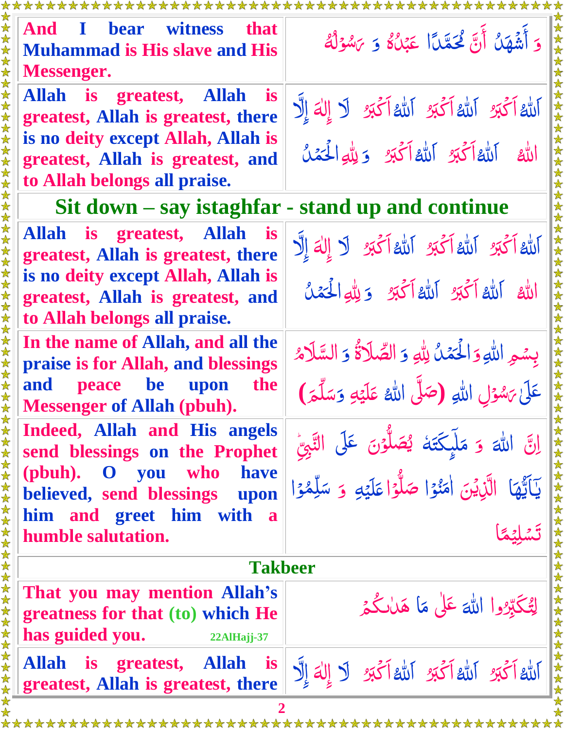| English | Arabic |
|---|---|
| And I bear witness that Muhammad is His slave and His Messenger. | وَ أَشْهَدُ أَنَّ مُحَمَّدًا عَبْدُهُ وَ رَسُوْلُهُ |
| Allah is greatest, Allah is greatest, Allah is greatest, there is no deity except Allah, Allah is greatest, Allah is greatest, and to Allah belongs all praise. | اَللّٰهُ اَكْبَرُ اَللّٰهُ اَكْبَرُ اَللّٰهُ اَكْبَرُ لَا إِلٰهَ إِلَّا اللّٰهُ اَللّٰهُ اَكْبَرُ اَللّٰهُ اَكْبَرُ وَ لِلّٰهِ الْحَمْدُ |
| **Sit down – say istaghfar - stand up and continue** | |
| Allah is greatest, Allah is greatest, Allah is greatest, there is no deity except Allah, Allah is greatest, Allah is greatest, and to Allah belongs all praise. | اَللّٰهُ اَكْبَرُ اَللّٰهُ اَكْبَرُ اَللّٰهُ اَكْبَرُ لَا إِلٰهَ إِلَّا اللّٰهُ اَللّٰهُ اَكْبَرُ اَللّٰهُ اَكْبَرُ وَ لِلّٰهِ الْحَمْدُ |
| In the name of Allah, and all the praise is for Allah, and blessings and peace be upon the Messenger of Allah (pbuh). | بِسْمِ اللّٰهِ وَالْحَمْدُ لِلّٰهِ وَ الصَّلَاةُ وَ السَّلَامُ عَلٰى رَسُوْلِ اللّٰهِ (صَلَّى اللّٰهُ عَلَيْهِ وَسَلَّمَ) |
| Indeed, Allah and His angels send blessings on the Prophet (pbuh). O you who have believed, send blessings upon him and greet him with a humble salutation. | اِنَّ اللّٰهَ وَ مَلٰٓئِكَتَهٗ يُصَلُّوْنَ عَلَى النَّبِيِّ يٰٓاَيُّهَا الَّذِيْنَ اٰمَنُوْا صَلُّوْا عَلَيْهِ وَ سَلِّمُوْا تَسْلِيْمًا |
| **Takbeer** | |
| That you may mention Allah's greatness for that (to) which He has guided you. 22AlHajj-37 | لِتُكَبِّرُوا اللّٰهَ عَلٰى مَا هَدٰىكُمْ |
| Allah is greatest, Allah is greatest, Allah is greatest, there | اَللّٰهُ اَكْبَرُ اَللّٰهُ اَكْبَرُ اَللّٰهُ اَكْبَرُ لَا إِلٰهَ إِلَّا |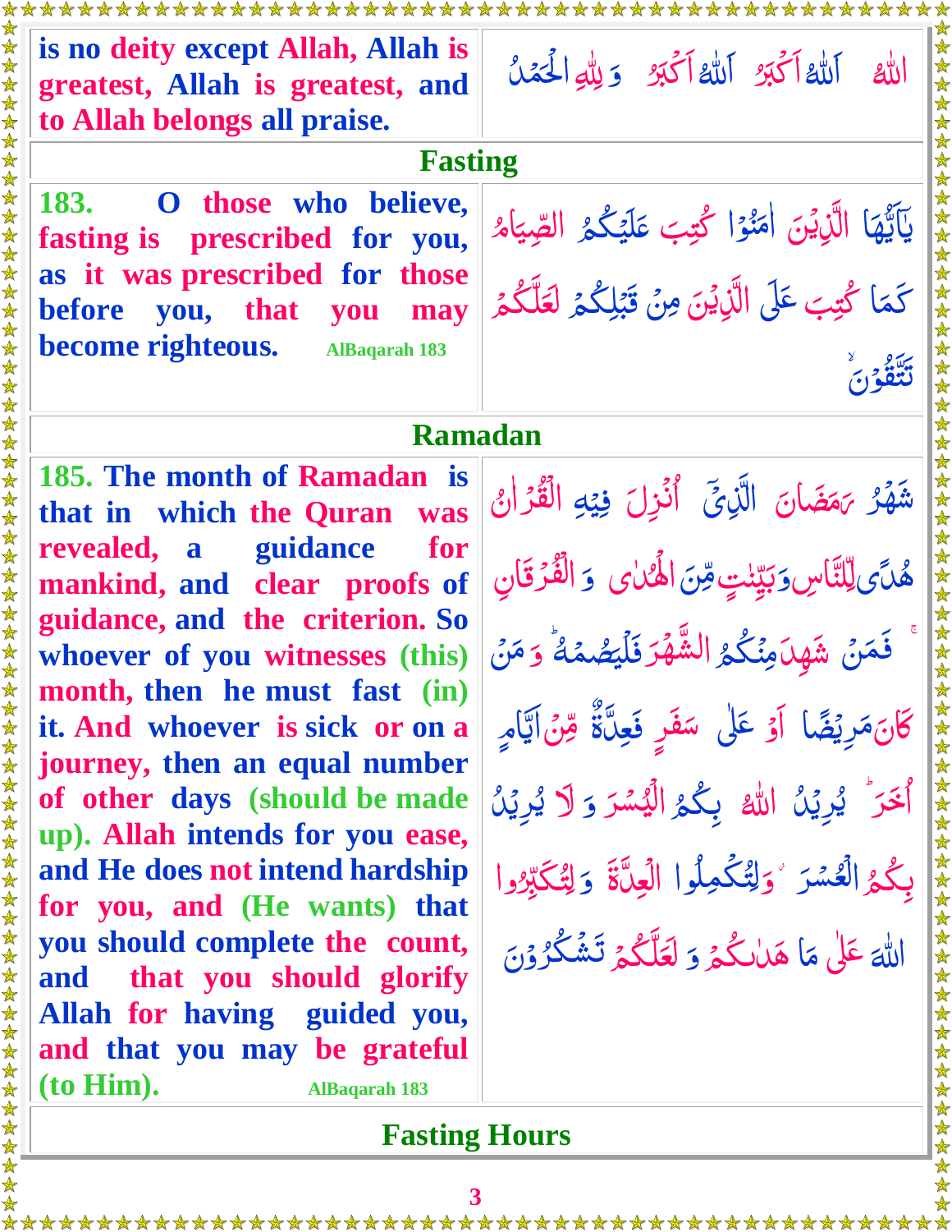| is no deity except Allah, Allah is greatest, Allah is greatest, and to Allah belongs all praise. | اللّٰهُ اَللّٰهُ اَكۡبَرُ اَللّٰهُ اَكۡبَرُ وَ لِلّٰهِ الۡحَمۡدُ |
|---|---|

## Fasting

| 183. O those who believe, fasting is prescribed for you, as it was prescribed for those before you, that you may become righteous. AlBaqarah 183 | يٰۤاَيُّهَا الَّذِيۡنَ اٰمَنُوۡا كُتِبَ عَلَيۡكُمُ الصِّيَامُ كَمَا كُتِبَ عَلَى الَّذِيۡنَ مِنۡ قَبۡلِكُمۡ لَعَلَّكُمۡ تَتَّقُوۡنَۙ |
|---|---|

## Ramadan

| 185. The month of Ramadan is that in which the Quran was revealed, a guidance for mankind, and clear proofs of guidance, and the criterion. So whoever of you witnesses (this) month, then he must fast (in) it. And whoever is sick or on a journey, then an equal number of other days (should be made up). Allah intends for you ease, and He does not intend hardship for you, and (He wants) that you should complete the count, and that you should glorify Allah for having guided you, and that you may be grateful (to Him). AlBaqarah 183 | شَهۡرُ رَمَضَانَ الَّذِىۡٓ اُنۡزِلَ فِيۡهِ الۡقُرۡاٰنُ هُدًى لِّلنَّاسِ وَبَيِّنٰتٍ مِّنَ الۡهُدٰى وَ الۡفُرۡقَانِ ۚ فَمَنۡ شَهِدَ مِنۡكُمُ الشَّهۡرَ فَلۡيَصُمۡهُ ؕ وَمَنۡ كَانَ مَرِيۡضًا اَوۡ عَلٰى سَفَرٍ فَعِدَّةٌ مِّنۡ اَيَّامٍ اُخَرَ ؕ يُرِيۡدُ اللّٰهُ بِكُمُ الۡيُسۡرَ وَ لَا يُرِيۡدُ بِكُمُ الۡعُسۡرَ ۖ وَلِتُكۡمِلُوا الۡعِدَّةَ وَ لِتُكَبِّرُوا اللّٰهَ عَلٰى مَا هَدٰٮكُمۡ وَ لَعَلَّكُمۡ تَشۡكُرُوۡنَ |
|---|---|

## Fasting Hours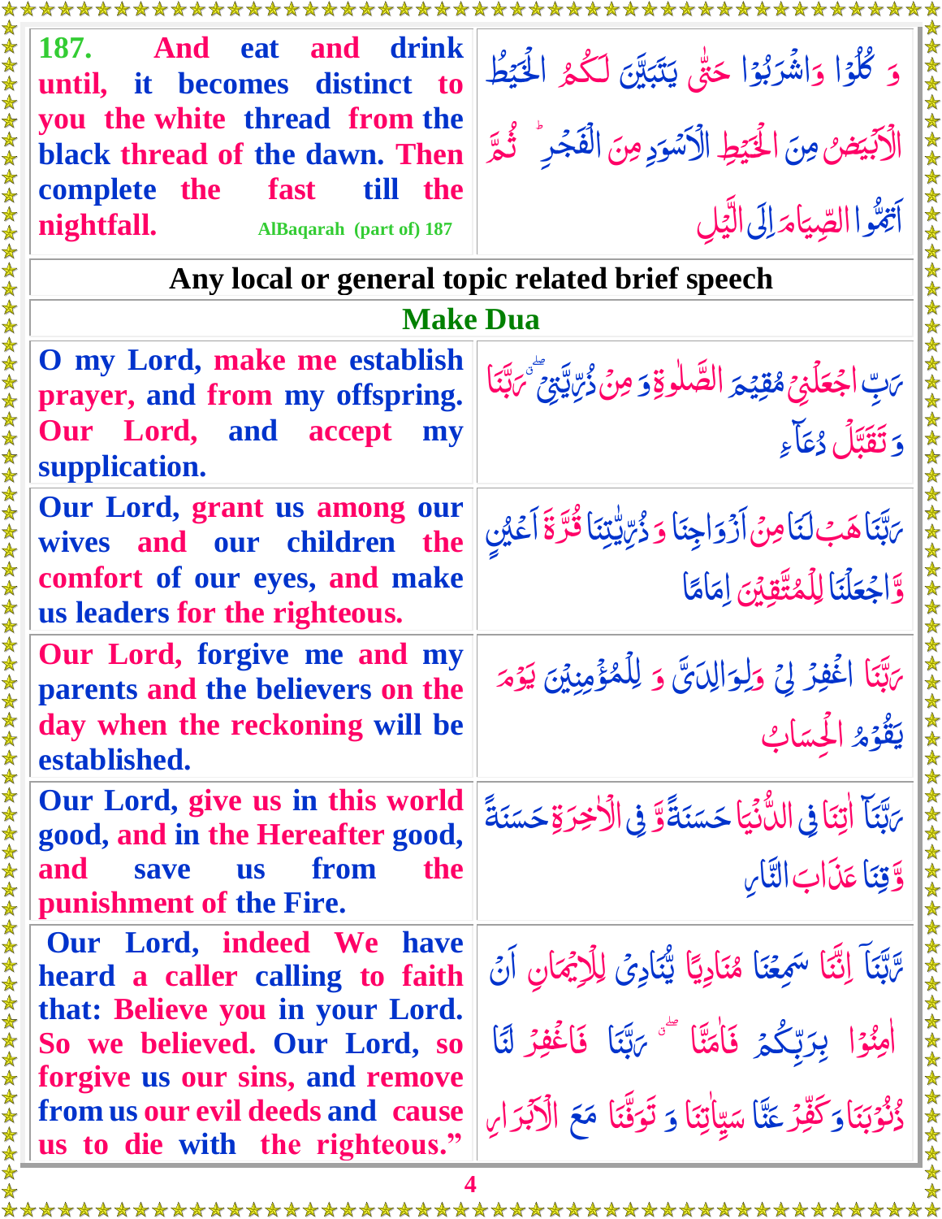| English | Arabic |
|---|---|
| **187. And eat and drink until, it becomes distinct to you the white thread from the black thread of the dawn. Then complete the fast till the nightfall.** AlBaqarah (part of) 187 | وَ كُلُوْا وَاشْرَبُوْا حَتّٰى يَتَبَيَّنَ لَكُمُ الْخَيْطُ الْاَبْيَضُ مِنَ الْخَيْطِ الْاَسْوَدِ مِنَ الْفَجْرِ ثُمَّ اَتِمُّوا الصِّيَامَ اِلَى الَّيْلِ |

## Any local or general topic related brief speech

## Make Dua

| English | Arabic |
|---|---|
| **O my Lord, make me establish prayer, and from my offspring. Our Lord, and accept my supplication.** | رَبِّ اجْعَلْنِيْ مُقِيْمَ الصَّلٰوةِ وَ مِنْ ذُرِّيَّتِيْ رَبَّنَا وَ تَقَبَّلْ دُعَآءِ |
| **Our Lord, grant us among our wives and our children the comfort of our eyes, and make us leaders for the righteous.** | رَبَّنَا هَبْ لَنَا مِنْ اَزْوَاجِنَا وَ ذُرِّيّٰتِنَا قُرَّةَ اَعْيُنٍ وَّاجْعَلْنَا لِلْمُتَّقِيْنَ اِمَامًا |
| **Our Lord, forgive me and my parents and the believers on the day when the reckoning will be established.** | رَبَّنَا اغْفِرْ لِيْ وَلِوَالِدَيَّ وَ لِلْمُؤْمِنِيْنَ يَوْمَ يَقُوْمُ الْحِسَابُ |
| **Our Lord, give us in this world good, and in the Hereafter good, and save us from the punishment of the Fire.** | رَبَّنَآ اٰتِنَا فِي الدُّنْيَا حَسَنَةً وَّ فِي الْاٰخِرَةِ حَسَنَةً وَّقِنَا عَذَابَ النَّارِ |
| **Our Lord, indeed We have heard a caller calling to faith that: Believe you in your Lord. So we believed. Our Lord, so forgive us our sins, and remove from us our evil deeds and cause us to die with the righteous."** | رَبَّنَآ اِنَّنَا سَمِعْنَا مُنَادِيًا يُّنَادِيْ لِلْاِيْمَانِ اَنْ اٰمِنُوْا بِرَبِّكُمْ فَاٰمَنَّا رَبَّنَا فَاغْفِرْ لَنَا ذُنُوْبَنَا وَكَفِّرْ عَنَّا سَيِّاٰتِنَا وَ تَوَفَّنَا مَعَ الْاَبْرَارِ |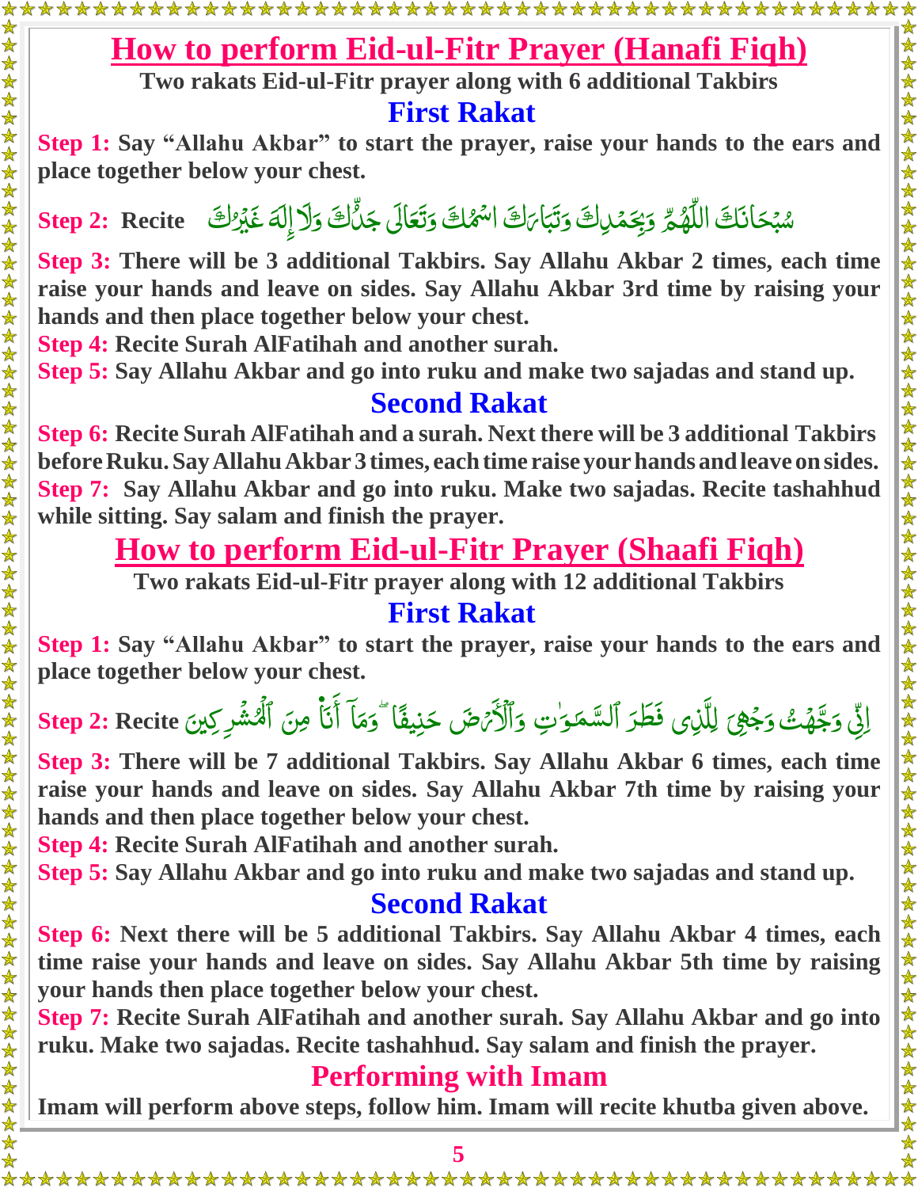# How to perform Eid-ul-Fitr Prayer (Hanafi Fiqh)

**Two rakats Eid-ul-Fitr prayer along with 6 additional Takbirs**

## First Rakat

**Step 1:** Say "Allahu Akbar" to start the prayer, raise your hands to the ears and place together below your chest.

**Step 2:** Recite سُبْحَانَكَ اللّٰهُمَّ وَبِحَمْدِكَ وَتَبَارَكَ اسْمُكَ وَتَعَالَىٰ جَدُّكَ وَلَا إِلَٰهَ غَيْرُكَ

**Step 3:** There will be 3 additional Takbirs. Say Allahu Akbar 2 times, each time raise your hands and leave on sides. Say Allahu Akbar 3rd time by raising your hands and then place together below your chest.

**Step 4:** Recite Surah AlFatihah and another surah.

**Step 5:** Say Allahu Akbar and go into ruku and make two sajadas and stand up.

## Second Rakat

**Step 6:** Recite Surah AlFatihah and a surah. Next there will be 3 additional Takbirs before Ruku. Say Allahu Akbar 3 times, each time raise your hands and leave on sides.

**Step 7:** Say Allahu Akbar and go into ruku. Make two sajadas. Recite tashahhud while sitting. Say salam and finish the prayer.

# How to perform Eid-ul-Fitr Prayer (Shaafi Fiqh)

**Two rakats Eid-ul-Fitr prayer along with 12 additional Takbirs**

## First Rakat

**Step 1:** Say "Allahu Akbar" to start the prayer, raise your hands to the ears and place together below your chest.

**Step 2:** Recite إِنِّي وَجَّهْتُ وَجْهِيَ لِلَّذِي فَطَرَ ٱلسَّمَٰوَٰتِ وَٱلْأَرْضَ حَنِيفًا ۖ وَمَآ أَنَا۠ مِنَ ٱلْمُشْرِكِينَ

**Step 3:** There will be 7 additional Takbirs. Say Allahu Akbar 6 times, each time raise your hands and leave on sides. Say Allahu Akbar 7th time by raising your hands and then place together below your chest.

**Step 4:** Recite Surah AlFatihah and another surah.

**Step 5:** Say Allahu Akbar and go into ruku and make two sajadas and stand up.

## Second Rakat

**Step 6:** Next there will be 5 additional Takbirs. Say Allahu Akbar 4 times, each time raise your hands and leave on sides. Say Allahu Akbar 5th time by raising your hands then place together below your chest.

**Step 7:** Recite Surah AlFatihah and another surah. Say Allahu Akbar and go into ruku. Make two sajadas. Recite tashahhud. Say salam and finish the prayer.

## Performing with Imam

**Imam will perform above steps, follow him. Imam will recite khutba given above.**